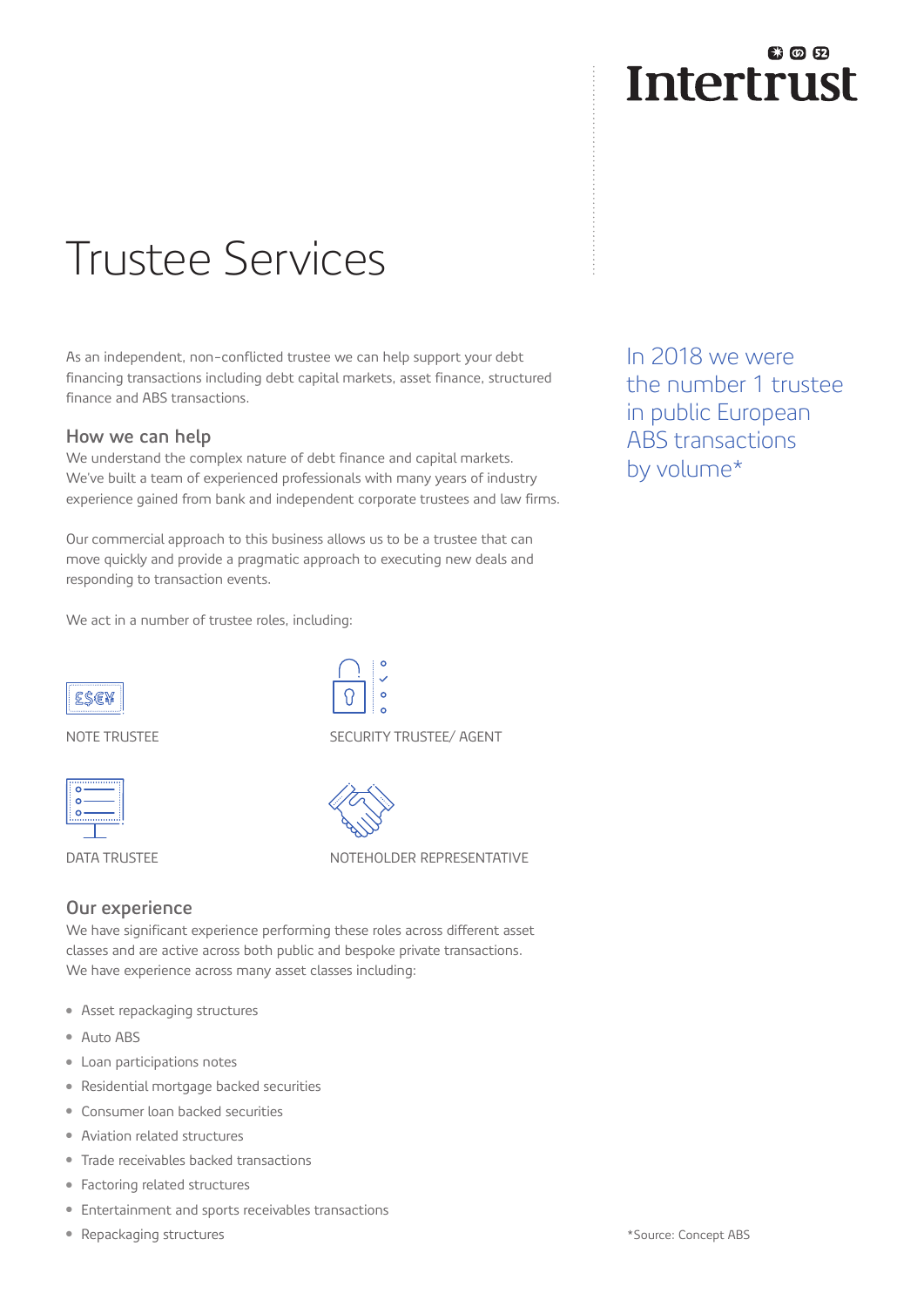# Trustee Services

As an independent, non-conflicted trustee we can help support your debt financing transactions including debt capital markets, asset finance, structured finance and ABS transactions.

In 2018 we were the number 1 trustee in public European ABS transactions by volume*

## How we can help

We understand the complex nature of debt finance and capital markets. We've built a team of experienced professionals with many years of industry experience gained from bank and independent corporate trustees and law firms.

Our commercial approach to this business allows us to be a trustee that can move quickly and provide a pragmatic approach to executing new deals and responding to transaction events.

We act in a number of trustee roles, including:

- NOTE TRUSTEE
- SECURITY TRUSTEE/ AGENT
- DATA TRUSTEE
- NOTEHOLDER REPRESENTATIVE

## Our experience

We have significant experience performing these roles across different asset classes and are active across both public and bespoke private transactions. We have experience across many asset classes including:

- Asset repackaging structures
- Auto ABS
- Loan participations notes
- Residential mortgage backed securities
- Consumer loan backed securities
- Aviation related structures
- Trade receivables backed transactions
- Factoring related structures
- Entertainment and sports receivables transactions
- Repackaging structures

*Source: Concept ABS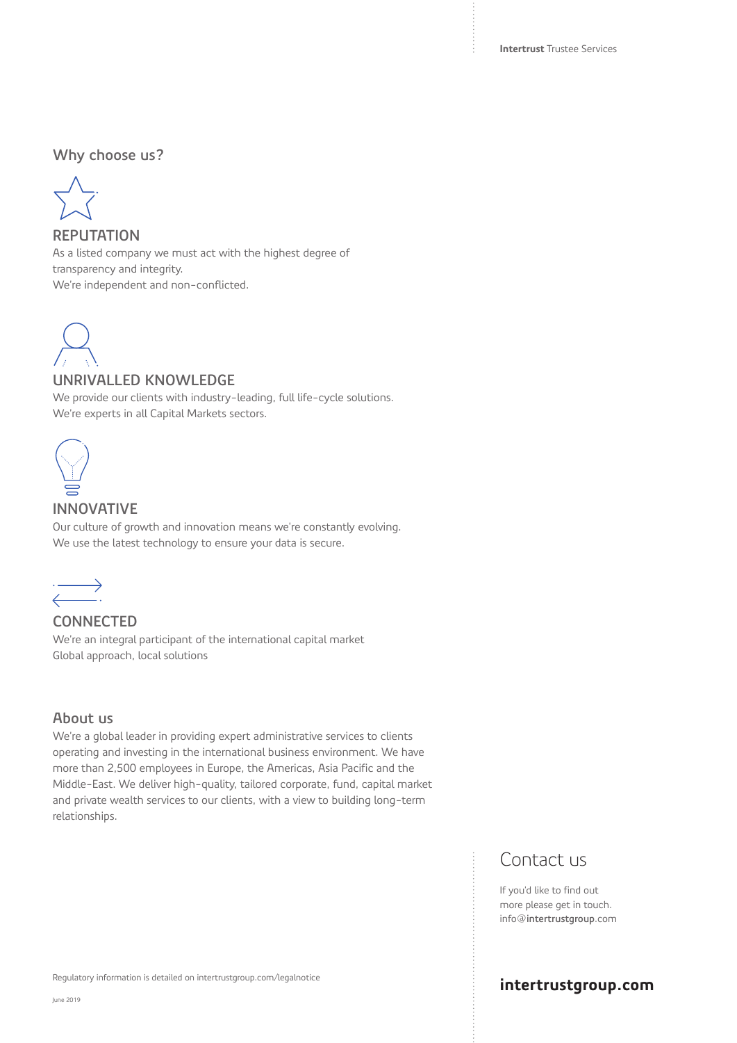## Why choose us?

### REPUTATION

As a listed company we must act with the highest degree of transparency and integrity.
We're independent and non-conflicted.

### UNRIVALLED KNOWLEDGE

We provide our clients with industry-leading, full life-cycle solutions.
We're experts in all Capital Markets sectors.

### INNOVATIVE

Our culture of growth and innovation means we're constantly evolving.
We use the latest technology to ensure your data is secure.

### CONNECTED

We're an integral participant of the international capital market
Global approach, local solutions

## About us

We're a global leader in providing expert administrative services to clients operating and investing in the international business environment. We have more than 2,500 employees in Europe, the Americas, Asia Pacific and the Middle-East. We deliver high-quality, tailored corporate, fund, capital market and private wealth services to our clients, with a view to building long-term relationships.

## Contact us

If you'd like to find out more please get in touch.
info@**intertrustgroup**.com

**intertrustgroup.com**

Regulatory information is detailed on intertrustgroup.com/legalnotice

June 2019